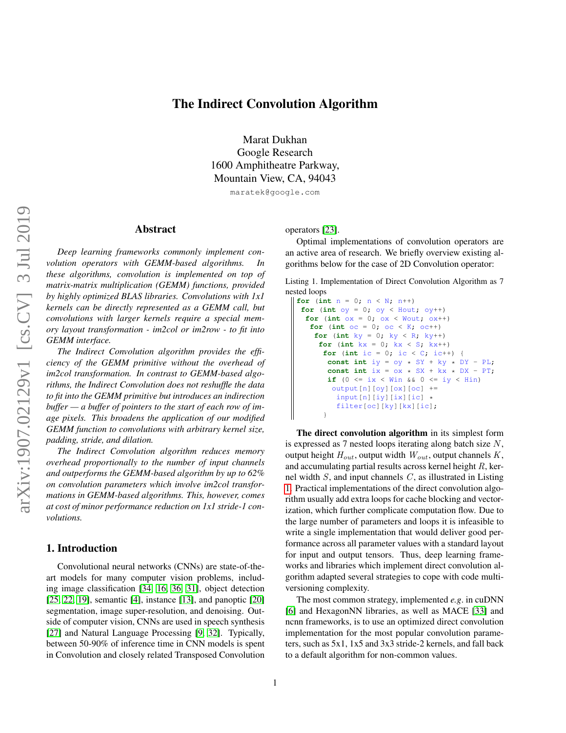# The Indirect Convolution Algorithm

Marat Dukhan
Google Research
1600 Amphitheatre Parkway,
Mountain View, CA, 94043

maratek@google.com

## Abstract

*Deep learning frameworks commonly implement convolution operators with GEMM-based algorithms. In these algorithms, convolution is implemented on top of matrix-matrix multiplication (GEMM) functions, provided by highly optimized BLAS libraries. Convolutions with 1x1 kernels can be directly represented as a GEMM call, but convolutions with larger kernels require a special memory layout transformation - im2col or im2row - to fit into GEMM interface.*

*The Indirect Convolution algorithm provides the efficiency of the GEMM primitive without the overhead of im2col transformation. In contrast to GEMM-based algorithms, the Indirect Convolution does not reshuffle the data to fit into the GEMM primitive but introduces an indirection buffer — a buffer of pointers to the start of each row of image pixels. This broadens the application of our modified GEMM function to convolutions with arbitrary kernel size, padding, stride, and dilation.*

*The Indirect Convolution algorithm reduces memory overhead proportionally to the number of input channels and outperforms the GEMM-based algorithm by up to 62% on convolution parameters which involve im2col transformations in GEMM-based algorithms. This, however, comes at cost of minor performance reduction on 1x1 stride-1 convolutions.*

## 1. Introduction

Convolutional neural networks (CNNs) are state-of-the-art models for many computer vision problems, including image classification [34, 16, 36, 31], object detection [25, 22, 19], semantic [4], instance [13], and panoptic [20] segmentation, image super-resolution, and denoising. Outside of computer vision, CNNs are used in speech synthesis [27] and Natural Language Processing [9, 32]. Typically, between 50-90% of inference time in CNN models is spent in Convolution and closely related Transposed Convolution operators [23].

Optimal implementations of convolution operators are an active area of research. We briefly overview existing algorithms below for the case of 2D Convolution operator:

Listing 1. Implementation of Direct Convolution Algorithm as 7 nested loops

```
for (int n = 0; n < N; n++)
 for (int oy = 0; oy < Hout; oy++)
  for (int ox = 0; ox < Wout; ox++)
   for (int oc = 0; oc < K; oc++)
    for (int ky = 0; ky < R; ky++)
     for (int kx = 0; kx < S; kx++)
      for (int ic = 0; ic < C; ic++) {
       const int iy = oy * SY + ky * DY - PL;
       const int ix = ox * SX + kx * DX - PT;
       if (0 <= ix < Win && 0 <= iy < Hin)
        output[n][oy][ox][oc] +=
          input[n][iy][ix][ic] *
          filter[oc][ky][kx][ic];
      }
```

**The direct convolution algorithm** in its simplest form is expressed as 7 nested loops iterating along batch size $N$, output height $H_{out}$, output width $W_{out}$, output channels $K$, and accumulating partial results across kernel height $R$, kernel width $S$, and input channels $C$, as illustrated in Listing 1. Practical implementations of the direct convolution algorithm usually add extra loops for cache blocking and vectorization, which further complicate computation flow. Due to the large number of parameters and loops it is infeasible to write a single implementation that would deliver good performance across all parameter values with a standard layout for input and output tensors. Thus, deep learning frameworks and libraries which implement direct convolution algorithm adapted several strategies to cope with code multiversioning complexity.

The most common strategy, implemented *e.g.* in cuDNN [6] and HexagonNN libraries, as well as MACE [33] and ncnn frameworks, is to use an optimized direct convolution implementation for the most popular convolution parameters, such as 5x1, 1x5 and 3x3 stride-2 kernels, and fall back to a default algorithm for non-common values.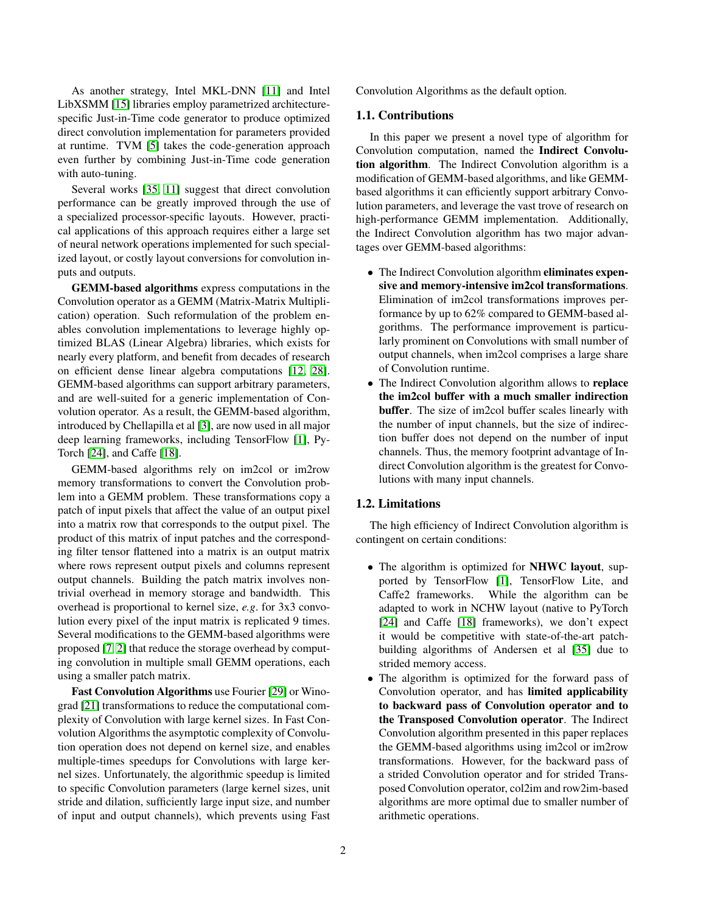As another strategy, Intel MKL-DNN [11] and Intel LibXSMM [15] libraries employ parametrized architecture-specific Just-in-Time code generator to produce optimized direct convolution implementation for parameters provided at runtime. TVM [5] takes the code-generation approach even further by combining Just-in-Time code generation with auto-tuning.

Several works [35, 11] suggest that direct convolution performance can be greatly improved through the use of a specialized processor-specific layouts. However, practical applications of this approach requires either a large set of neural network operations implemented for such specialized layout, or costly layout conversions for convolution inputs and outputs.

**GEMM-based algorithms** express computations in the Convolution operator as a GEMM (Matrix-Matrix Multiplication) operation. Such reformulation of the problem enables convolution implementations to leverage highly optimized BLAS (Linear Algebra) libraries, which exists for nearly every platform, and benefit from decades of research on efficient dense linear algebra computations [12, 28]. GEMM-based algorithms can support arbitrary parameters, and are well-suited for a generic implementation of Convolution operator. As a result, the GEMM-based algorithm, introduced by Chellapilla et al [3], are now used in all major deep learning frameworks, including TensorFlow [1], PyTorch [24], and Caffe [18].

GEMM-based algorithms rely on im2col or im2row memory transformations to convert the Convolution problem into a GEMM problem. These transformations copy a patch of input pixels that affect the value of an output pixel into a matrix row that corresponds to the output pixel. The product of this matrix of input patches and the corresponding filter tensor flattened into a matrix is an output matrix where rows represent output pixels and columns represent output channels. Building the patch matrix involves non-trivial overhead in memory storage and bandwidth. This overhead is proportional to kernel size, *e.g*. for 3x3 convolution every pixel of the input matrix is replicated 9 times. Several modifications to the GEMM-based algorithms were proposed [7, 2] that reduce the storage overhead by computing convolution in multiple small GEMM operations, each using a smaller patch matrix.

**Fast Convolution Algorithms** use Fourier [29] or Winograd [21] transformations to reduce the computational complexity of Convolution with large kernel sizes. In Fast Convolution Algorithms the asymptotic complexity of Convolution operation does not depend on kernel size, and enables multiple-times speedups for Convolutions with large kernel sizes. Unfortunately, the algorithmic speedup is limited to specific Convolution parameters (large kernel sizes, unit stride and dilation, sufficiently large input size, and number of input and output channels), which prevents using Fast Convolution Algorithms as the default option.

## 1.1. Contributions

In this paper we present a novel type of algorithm for Convolution computation, named the **Indirect Convolution algorithm**. The Indirect Convolution algorithm is a modification of GEMM-based algorithms, and like GEMM-based algorithms it can efficiently support arbitrary Convolution parameters, and leverage the vast trove of research on high-performance GEMM implementation. Additionally, the Indirect Convolution algorithm has two major advantages over GEMM-based algorithms:

- The Indirect Convolution algorithm **eliminates expensive and memory-intensive im2col transformations**. Elimination of im2col transformations improves performance by up to 62% compared to GEMM-based algorithms. The performance improvement is particularly prominent on Convolutions with small number of output channels, when im2col comprises a large share of Convolution runtime.
- The Indirect Convolution algorithm allows to **replace the im2col buffer with a much smaller indirection buffer**. The size of im2col buffer scales linearly with the number of input channels, but the size of indirection buffer does not depend on the number of input channels. Thus, the memory footprint advantage of Indirect Convolution algorithm is the greatest for Convolutions with many input channels.

## 1.2. Limitations

The high efficiency of Indirect Convolution algorithm is contingent on certain conditions:

- The algorithm is optimized for **NHWC layout**, supported by TensorFlow [1], TensorFlow Lite, and Caffe2 frameworks. While the algorithm can be adapted to work in NCHW layout (native to PyTorch [24] and Caffe [18] frameworks), we don't expect it would be competitive with state-of-the-art patch-building algorithms of Andersen et al [35] due to strided memory access.
- The algorithm is optimized for the forward pass of Convolution operator, and has **limited applicability to backward pass of Convolution operator and to the Transposed Convolution operator**. The Indirect Convolution algorithm presented in this paper replaces the GEMM-based algorithms using im2col or im2row transformations. However, for the backward pass of a strided Convolution operator and for strided Transposed Convolution operator, col2im and row2im-based algorithms are more optimal due to smaller number of arithmetic operations.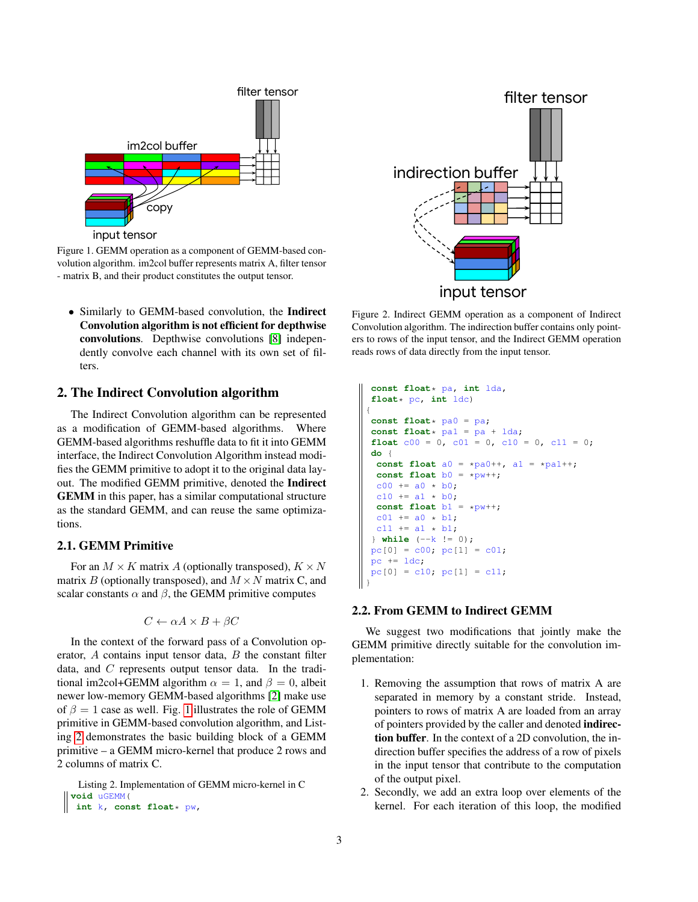Figure 1. GEMM operation as a component of GEMM-based convolution algorithm. im2col buffer represents matrix A, filter tensor - matrix B, and their product constitutes the output tensor.

- Similarly to GEMM-based convolution, the **Indirect Convolution algorithm is not efficient for depthwise convolutions**. Depthwise convolutions [8] independently convolve each channel with its own set of filters.

## 2. The Indirect Convolution algorithm

The Indirect Convolution algorithm can be represented as a modification of GEMM-based algorithms. Where GEMM-based algorithms reshuffle data to fit it into GEMM interface, the Indirect Convolution Algorithm instead modifies the GEMM primitive to adopt it to the original data layout. The modified GEMM primitive, denoted the **Indirect GEMM** in this paper, has a similar computational structure as the standard GEMM, and can reuse the same optimizations.

### 2.1. GEMM Primitive

For an $M \times K$ matrix $A$ (optionally transposed), $K \times N$ matrix $B$ (optionally transposed), and $M \times N$ matrix C, and scalar constants $\alpha$ and $\beta$, the GEMM primitive computes

$$C \leftarrow \alpha A \times B + \beta C$$

In the context of the forward pass of a Convolution operator, $A$ contains input tensor data, $B$ the constant filter data, and $C$ represents output tensor data. In the traditional im2col+GEMM algorithm $\alpha = 1$, and $\beta = 0$, albeit newer low-memory GEMM-based algorithms [2] make use of $\beta = 1$ case as well. Fig. 1 illustrates the role of GEMM primitive in GEMM-based convolution algorithm, and Listing 2 demonstrates the basic building block of a GEMM primitive – a GEMM micro-kernel that produce 2 rows and 2 columns of matrix C.

Listing 2. Implementation of GEMM micro-kernel in C

```
void uGEMM(
  int k, const float* pw,
  const float* pa, int lda,
  float* pc, int ldc)
{
  const float* pa0 = pa;
  const float* pa1 = pa + lda;
  float c00 = 0, c01 = 0, c10 = 0, c11 = 0;
  do {
    const float a0 = *pa0++, a1 = *pa1++;
    const float b0 = *pw++;
    c00 += a0 * b0;
    c10 += a1 * b0;
    const float b1 = *pw++;
    c01 += a0 * b1;
    c11 += a1 * b1;
  } while (--k != 0);
  pc[0] = c00; pc[1] = c01;
  pc += ldc;
  pc[0] = c10; pc[1] = c11;
}
```

Figure 2. Indirect GEMM operation as a component of Indirect Convolution algorithm. The indirection buffer contains only pointers to rows of the input tensor, and the Indirect GEMM operation reads rows of data directly from the input tensor.

### 2.2. From GEMM to Indirect GEMM

We suggest two modifications that jointly make the GEMM primitive directly suitable for the convolution implementation:

1. Removing the assumption that rows of matrix A are separated in memory by a constant stride. Instead, pointers to rows of matrix A are loaded from an array of pointers provided by the caller and denoted **indirection buffer**. In the context of a 2D convolution, the indirection buffer specifies the address of a row of pixels in the input tensor that contribute to the computation of the output pixel.
2. Secondly, we add an extra loop over elements of the kernel. For each iteration of this loop, the modified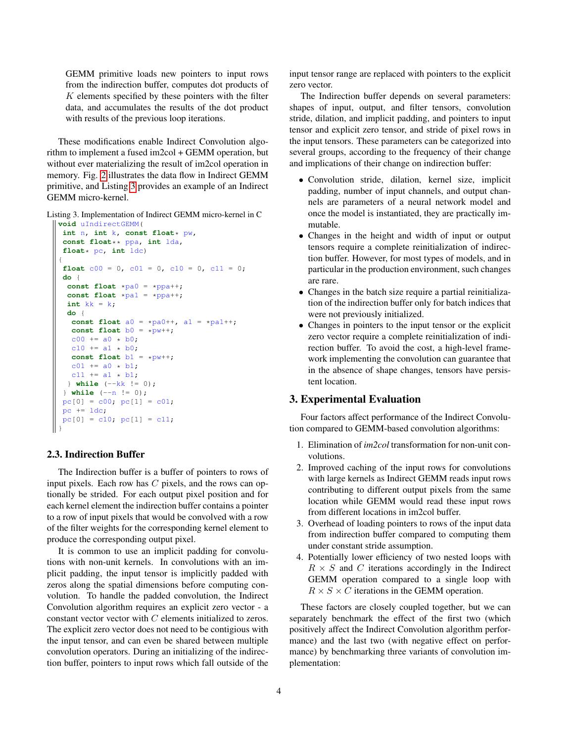GEMM primitive loads new pointers to input rows from the indirection buffer, computes dot products of $K$ elements specified by these pointers with the filter data, and accumulates the results of the dot product with results of the previous loop iterations.

These modifications enable Indirect Convolution algorithm to implement a fused im2col + GEMM operation, but without ever materializing the result of im2col operation in memory. Fig. 2 illustrates the data flow in Indirect GEMM primitive, and Listing 3 provides an example of an Indirect GEMM micro-kernel.

Listing 3. Implementation of Indirect GEMM micro-kernel in C

```
void uIndirectGEMM(
  int n, int k, const float* pw,
  const float** ppa, int lda,
  float* pc, int ldc)
{
  float c00 = 0, c01 = 0, c10 = 0, c11 = 0;
  do {
   const float *pa0 = *ppa++;
   const float *pa1 = *ppa++;
   int kk = k;
   do {
    const float a0 = *pa0++, a1 = *pa1++;
    const float b0 = *pw++;
    c00 += a0 * b0;
    c10 += a1 * b0;
    const float b1 = *pw++;
    c01 += a0 * b1;
    c11 += a1 * b1;
   } while (--kk != 0);
  } while (--n != 0);
  pc[0] = c00; pc[1] = c01;
  pc += ldc;
  pc[0] = c10; pc[1] = c11;
}
```

### 2.3. Indirection Buffer

The Indirection buffer is a buffer of pointers to rows of input pixels. Each row has $C$ pixels, and the rows can optionally be strided. For each output pixel position and for each kernel element the indirection buffer contains a pointer to a row of input pixels that would be convolved with a row of the filter weights for the corresponding kernel element to produce the corresponding output pixel.

It is common to use an implicit padding for convolutions with non-unit kernels. In convolutions with an implicit padding, the input tensor is implicitly padded with zeros along the spatial dimensions before computing convolution. To handle the padded convolution, the Indirect Convolution algorithm requires an explicit zero vector - a constant vector vector with $C$ elements initialized to zeros. The explicit zero vector does not need to be contigious with the input tensor, and can even be shared between multiple convolution operators. During an initializing of the indirection buffer, pointers to input rows which fall outside of the input tensor range are replaced with pointers to the explicit zero vector.

The Indirection buffer depends on several parameters: shapes of input, output, and filter tensors, convolution stride, dilation, and implicit padding, and pointers to input tensor and explicit zero tensor, and stride of pixel rows in the input tensors. These parameters can be categorized into several groups, according to the frequency of their change and implications of their change on indirection buffer:

- Convolution stride, dilation, kernel size, implicit padding, number of input channels, and output channels are parameters of a neural network model and once the model is instantiated, they are practically immutable.
- Changes in the height and width of input or output tensors require a complete reinitialization of indirection buffer. However, for most types of models, and in particular in the production environment, such changes are rare.
- Changes in the batch size require a partial reinitialization of the indirection buffer only for batch indices that were not previously initialized.
- Changes in pointers to the input tensor or the explicit zero vector require a complete reinitialization of indirection buffer. To avoid the cost, a high-level framework implementing the convolution can guarantee that in the absence of shape changes, tensors have persistent location.

## 3. Experimental Evaluation

Four factors affect performance of the Indirect Convolution compared to GEMM-based convolution algorithms:

1. Elimination of *im2col* transformation for non-unit convolutions.
2. Improved caching of the input rows for convolutions with large kernels as Indirect GEMM reads input rows contributing to different output pixels from the same location while GEMM would read these input rows from different locations in im2col buffer.
3. Overhead of loading pointers to rows of the input data from indirection buffer compared to computing them under constant stride assumption.
4. Potentially lower efficiency of two nested loops with $R \times S$ and $C$ iterations accordingly in the Indirect GEMM operation compared to a single loop with $R \times S \times C$ iterations in the GEMM operation.

These factors are closely coupled together, but we can separately benchmark the effect of the first two (which positively affect the Indirect Convolution algorithm performance) and the last two (with negative effect on performance) by benchmarking three variants of convolution implementation: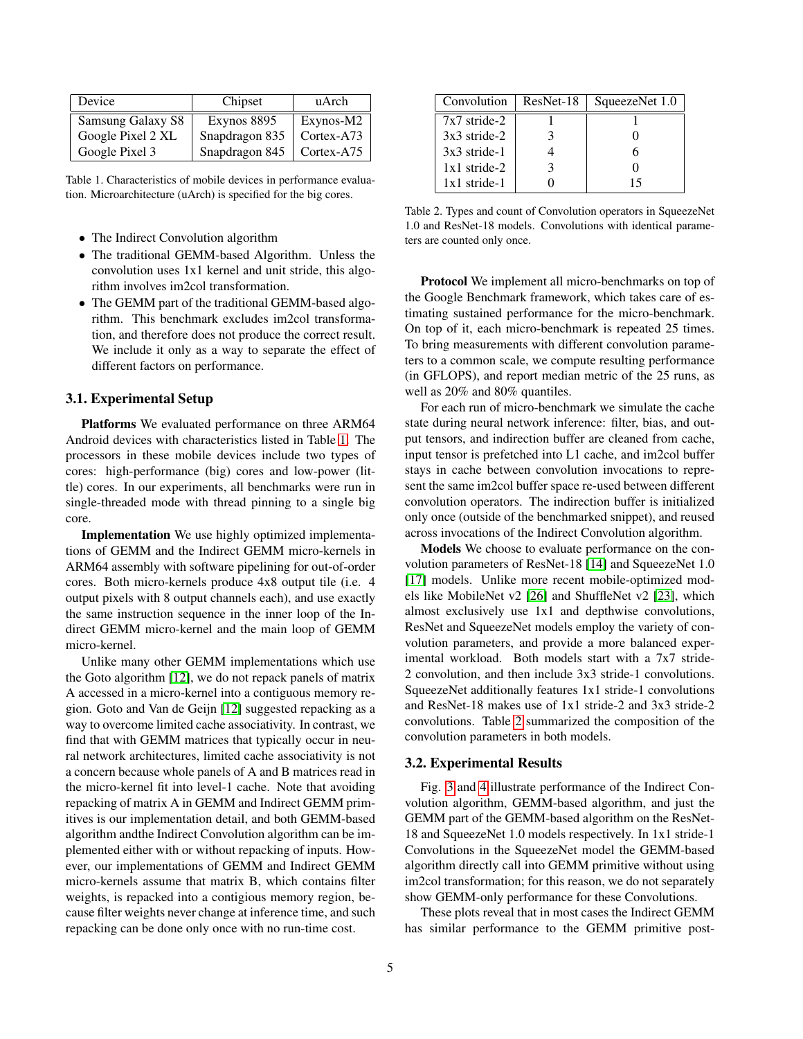| Device | Chipset | uArch |
|---|---|---|
| Samsung Galaxy S8 | Exynos 8895 | Exynos-M2 |
| Google Pixel 2 XL | Snapdragon 835 | Cortex-A73 |
| Google Pixel 3 | Snapdragon 845 | Cortex-A75 |

Table 1. Characteristics of mobile devices in performance evaluation. Microarchitecture (uArch) is specified for the big cores.

- The Indirect Convolution algorithm
- The traditional GEMM-based Algorithm. Unless the convolution uses 1x1 kernel and unit stride, this algorithm involves im2col transformation.
- The GEMM part of the traditional GEMM-based algorithm. This benchmark excludes im2col transformation, and therefore does not produce the correct result. We include it only as a way to separate the effect of different factors on performance.

### 3.1. Experimental Setup

**Platforms** We evaluated performance on three ARM64 Android devices with characteristics listed in Table 1. The processors in these mobile devices include two types of cores: high-performance (big) cores and low-power (little) cores. In our experiments, all benchmarks were run in single-threaded mode with thread pinning to a single big core.

**Implementation** We use highly optimized implementations of GEMM and the Indirect GEMM micro-kernels in ARM64 assembly with software pipelining for out-of-order cores. Both micro-kernels produce 4x8 output tile (i.e. 4 output pixels with 8 output channels each), and use exactly the same instruction sequence in the inner loop of the Indirect GEMM micro-kernel and the main loop of GEMM micro-kernel.

Unlike many other GEMM implementations which use the Goto algorithm [12], we do not repack panels of matrix A accessed in a micro-kernel into a contiguous memory region. Goto and Van de Geijn [12] suggested repacking as a way to overcome limited cache associativity. In contrast, we find that with GEMM matrices that typically occur in neural network architectures, limited cache associativity is not a concern because whole panels of A and B matrices read in the micro-kernel fit into level-1 cache. Note that avoiding repacking of matrix A in GEMM and Indirect GEMM primitives is our implementation detail, and both GEMM-based algorithm andthe Indirect Convolution algorithm can be implemented either with or without repacking of inputs. However, our implementations of GEMM and Indirect GEMM micro-kernels assume that matrix B, which contains filter weights, is repacked into a contigious memory region, because filter weights never change at inference time, and such repacking can be done only once with no run-time cost.

| Convolution | ResNet-18 | SqueezeNet 1.0 |
|---|---|---|
| 7x7 stride-2 | 1 | 1 |
| 3x3 stride-2 | 3 | 0 |
| 3x3 stride-1 | 4 | 6 |
| 1x1 stride-2 | 3 | 0 |
| 1x1 stride-1 | 0 | 15 |

Table 2. Types and count of Convolution operators in SqueezeNet 1.0 and ResNet-18 models. Convolutions with identical parameters are counted only once.

**Protocol** We implement all micro-benchmarks on top of the Google Benchmark framework, which takes care of estimating sustained performance for the micro-benchmark. On top of it, each micro-benchmark is repeated 25 times. To bring measurements with different convolution parameters to a common scale, we compute resulting performance (in GFLOPS), and report median metric of the 25 runs, as well as 20% and 80% quantiles.

For each run of micro-benchmark we simulate the cache state during neural network inference: filter, bias, and output tensors, and indirection buffer are cleaned from cache, input tensor is prefetched into L1 cache, and im2col buffer stays in cache between convolution invocations to represent the same im2col buffer space re-used between different convolution operators. The indirection buffer is initialized only once (outside of the benchmarked snippet), and reused across invocations of the Indirect Convolution algorithm.

**Models** We choose to evaluate performance on the convolution parameters of ResNet-18 [14] and SqueezeNet 1.0 [17] models. Unlike more recent mobile-optimized models like MobileNet v2 [26] and ShuffleNet v2 [23], which almost exclusively use 1x1 and depthwise convolutions, ResNet and SqueezeNet models employ the variety of convolution parameters, and provide a more balanced experimental workload. Both models start with a 7x7 stride-2 convolution, and then include 3x3 stride-1 convolutions. SqueezeNet additionally features 1x1 stride-1 convolutions and ResNet-18 makes use of 1x1 stride-2 and 3x3 stride-2 convolutions. Table 2 summarized the composition of the convolution parameters in both models.

### 3.2. Experimental Results

Fig. 3 and 4 illustrate performance of the Indirect Convolution algorithm, GEMM-based algorithm, and just the GEMM part of the GEMM-based algorithm on the ResNet-18 and SqueezeNet 1.0 models respectively. In 1x1 stride-1 Convolutions in the SqueezeNet model the GEMM-based algorithm directly call into GEMM primitive without using im2col transformation; for this reason, we do not separately show GEMM-only performance for these Convolutions.

These plots reveal that in most cases the Indirect GEMM has similar performance to the GEMM primitive post-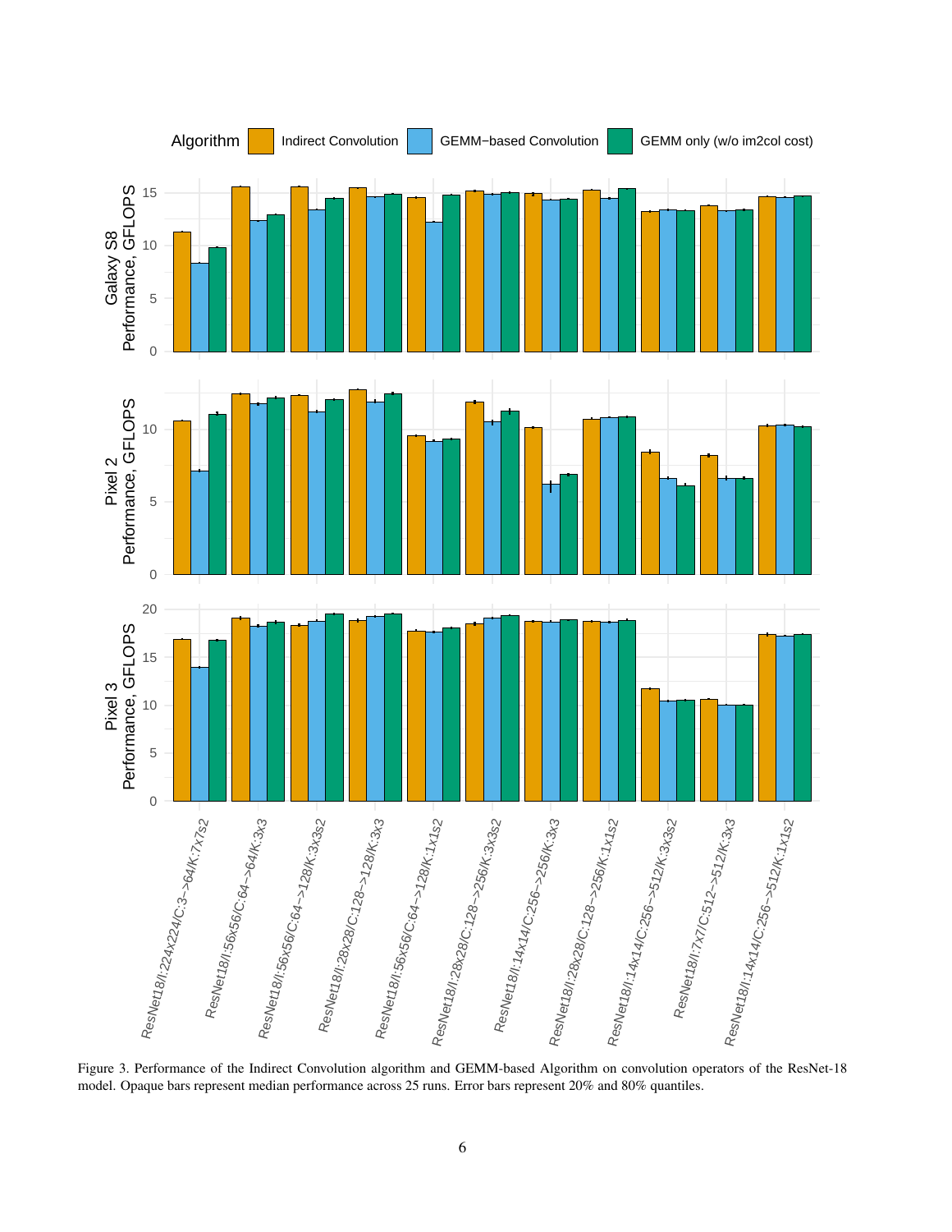Figure 3. Performance of the Indirect Convolution algorithm and GEMM-based Algorithm on convolution operators of the ResNet-18 model. Opaque bars represent median performance across 25 runs. Error bars represent 20% and 80% quantiles.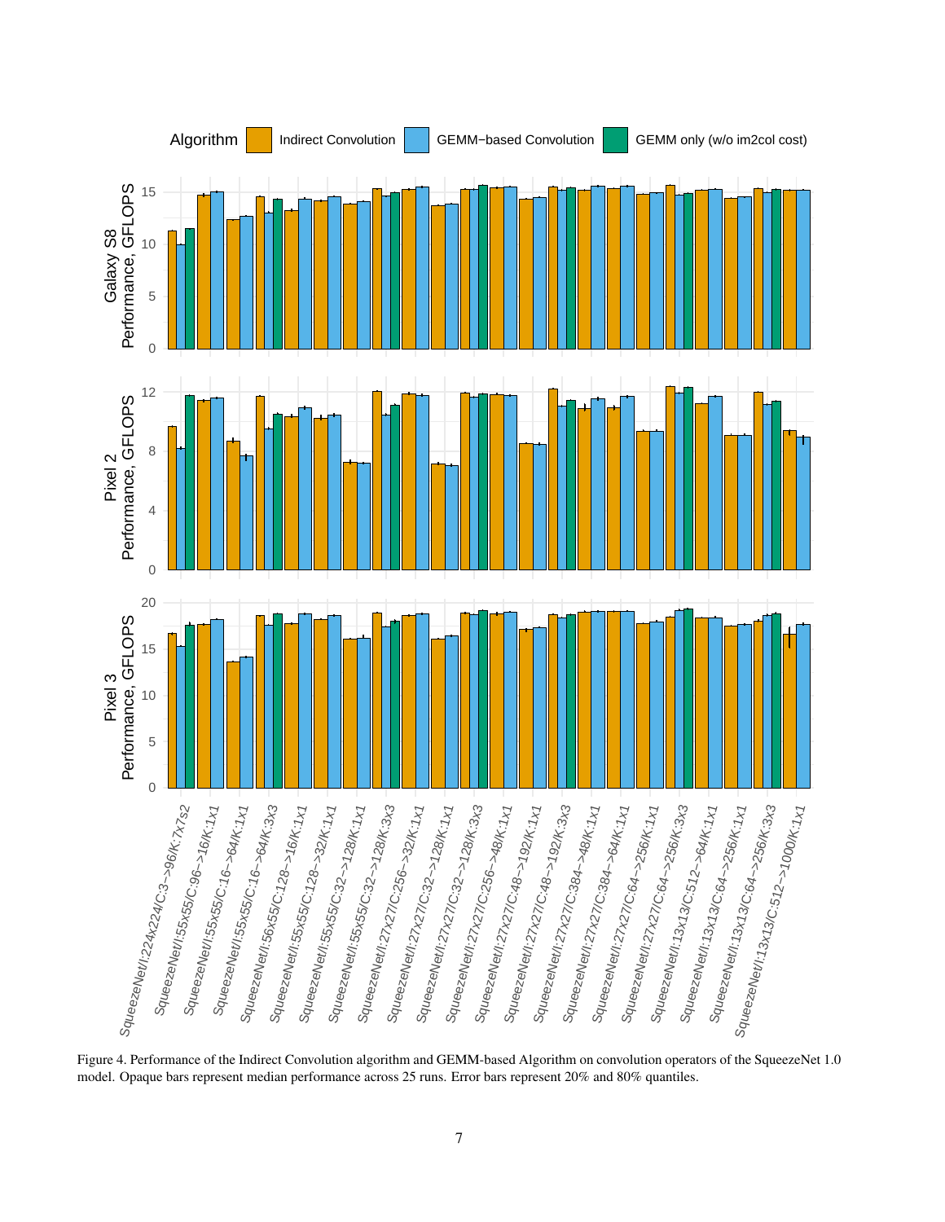Figure 4. Performance of the Indirect Convolution algorithm and GEMM-based Algorithm on convolution operators of the SqueezeNet 1.0 model. Opaque bars represent median performance across 25 runs. Error bars represent 20% and 80% quantiles.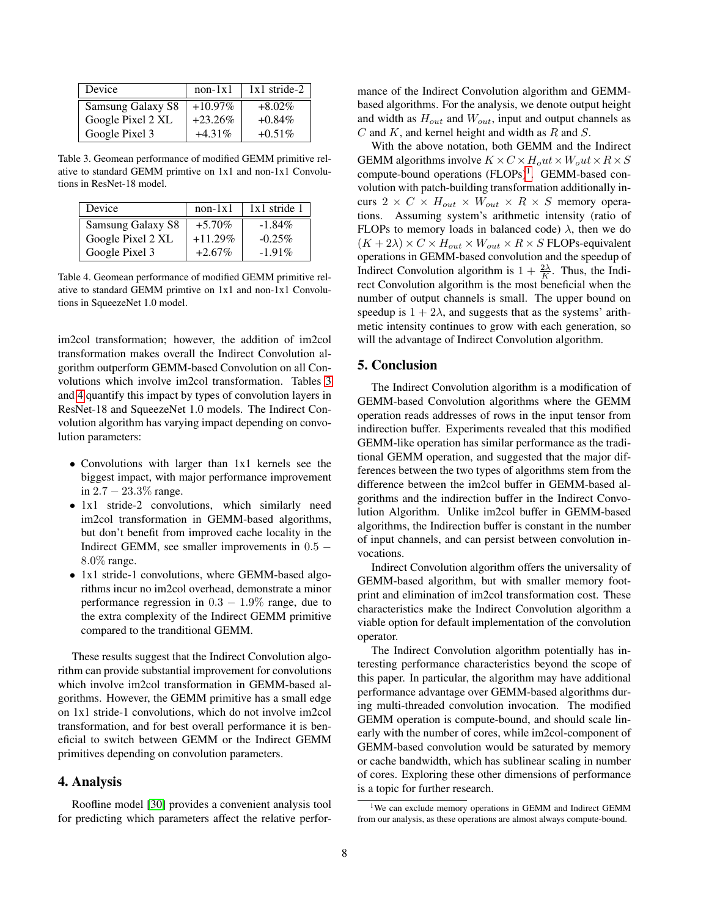| Device | non-1x1 | 1x1 stride-2 |
|---|---|---|
| Samsung Galaxy S8 | +10.97% | +8.02% |
| Google Pixel 2 XL | +23.26% | +0.84% |
| Google Pixel 3 | +4.31% | +0.51% |

Table 3. Geomean performance of modified GEMM primitive relative to standard GEMM primtive on 1x1 and non-1x1 Convolutions in ResNet-18 model.

| Device | non-1x1 | 1x1 stride 1 |
|---|---|---|
| Samsung Galaxy S8 | +5.70% | -1.84% |
| Google Pixel 2 XL | +11.29% | -0.25% |
| Google Pixel 3 | +2.67% | -1.91% |

Table 4. Geomean performance of modified GEMM primitive relative to standard GEMM primtive on 1x1 and non-1x1 Convolutions in SqueezeNet 1.0 model.

im2col transformation; however, the addition of im2col transformation makes overall the Indirect Convolution algorithm outperform GEMM-based Convolution on all Convolutions which involve im2col transformation. Tables 3 and 4 quantify this impact by types of convolution layers in ResNet-18 and SqueezeNet 1.0 models. The Indirect Convolution algorithm has varying impact depending on convolution parameters:

- Convolutions with larger than 1x1 kernels see the biggest impact, with major performance improvement in $2.7 - 23.3\%$ range.
- 1x1 stride-2 convolutions, which similarly need im2col transformation in GEMM-based algorithms, but don't benefit from improved cache locality in the Indirect GEMM, see smaller improvements in $0.5 - 8.0\%$ range.
- 1x1 stride-1 convolutions, where GEMM-based algorithms incur no im2col overhead, demonstrate a minor performance regression in $0.3 - 1.9\%$ range, due to the extra complexity of the Indirect GEMM primitive compared to the tranditional GEMM.

These results suggest that the Indirect Convolution algorithm can provide substantial improvement for convolutions which involve im2col transformation in GEMM-based algorithms. However, the GEMM primitive has a small edge on 1x1 stride-1 convolutions, which do not involve im2col transformation, and for best overall performance it is beneficial to switch between GEMM or the Indirect GEMM primitives depending on convolution parameters.

## 4. Analysis

Roofline model [30] provides a convenient analysis tool for predicting which parameters affect the relative performance of the Indirect Convolution algorithm and GEMM-based algorithms. For the analysis, we denote output height and width as $H_{out}$ and $W_{out}$, input and output channels as $C$ and $K$, and kernel height and width as $R$ and $S$.

With the above notation, both GEMM and the Indirect GEMM algorithms involve $K \times C \times H_out \times W_out \times R \times S$ compute-bound operations (FLOPs)[1]. GEMM-based convolution with patch-building transformation additionally incurs $2 \times C \times H_{out} \times W_{out} \times R \times S$ memory operations. Assuming system's arithmetic intensity (ratio of FLOPs to memory loads in balanced code) $\lambda$, then we do $(K + 2\lambda) \times C \times H_{out} \times W_{out} \times R \times S$ FLOPs-equivalent operations in GEMM-based convolution and the speedup of Indirect Convolution algorithm is $1 + \frac{2\lambda}{K}$. Thus, the Indirect Convolution algorithm is the most beneficial when the number of output channels is small. The upper bound on speedup is $1 + 2\lambda$, and suggests that as the systems' arithmetic intensity continues to grow with each generation, so will the advantage of Indirect Convolution algorithm.

## 5. Conclusion

The Indirect Convolution algorithm is a modification of GEMM-based Convolution algorithms where the GEMM operation reads addresses of rows in the input tensor from indirection buffer. Experiments revealed that this modified GEMM-like operation has similar performance as the traditional GEMM operation, and suggested that the major differences between the two types of algorithms stem from the difference between the im2col buffer in GEMM-based algorithms and the indirection buffer in the Indirect Convolution Algorithm. Unlike im2col buffer in GEMM-based algorithms, the Indirection buffer is constant in the number of input channels, and can persist between convolution invocations.

Indirect Convolution algorithm offers the universality of GEMM-based algorithm, but with smaller memory footprint and elimination of im2col transformation cost. These characteristics make the Indirect Convolution algorithm a viable option for default implementation of the convolution operator.

The Indirect Convolution algorithm potentially has interesting performance characteristics beyond the scope of this paper. In particular, the algorithm may have additional performance advantage over GEMM-based algorithms during multi-threaded convolution invocation. The modified GEMM operation is compute-bound, and should scale linearly with the number of cores, while im2col-component of GEMM-based convolution would be saturated by memory or cache bandwidth, which has sublinear scaling in number of cores. Exploring these other dimensions of performance is a topic for further research.

[1] We can exclude memory operations in GEMM and Indirect GEMM from our analysis, as these operations are almost always compute-bound.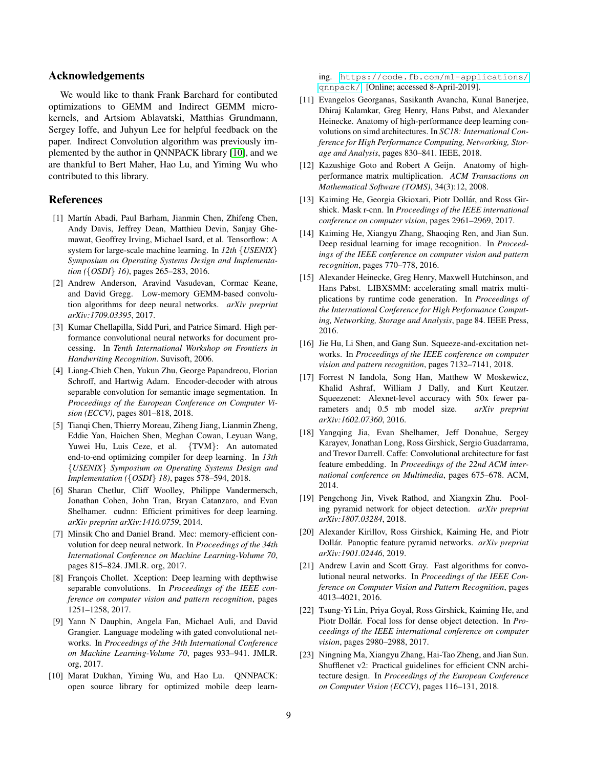## Acknowledgements

We would like to thank Frank Barchard for contibuted optimizations to GEMM and Indirect GEMM microkernels, and Artsiom Ablavatski, Matthias Grundmann, Sergey Ioffe, and Juhyun Lee for helpful feedback on the paper. Indirect Convolution algorithm was previously implemented by the author in QNNPACK library [10], and we are thankful to Bert Maher, Hao Lu, and Yiming Wu who contributed to this library.

## References

[1] Martín Abadi, Paul Barham, Jianmin Chen, Zhifeng Chen, Andy Davis, Jeffrey Dean, Matthieu Devin, Sanjay Ghemawat, Geoffrey Irving, Michael Isard, et al. Tensorflow: A system for large-scale machine learning. In *12th {USENIX} Symposium on Operating Systems Design and Implementation ({OSDI} 16)*, pages 265–283, 2016.

[2] Andrew Anderson, Aravind Vasudevan, Cormac Keane, and David Gregg. Low-memory GEMM-based convolution algorithms for deep neural networks. *arXiv preprint arXiv:1709.03395*, 2017.

[3] Kumar Chellapilla, Sidd Puri, and Patrice Simard. High performance convolutional neural networks for document processing. In *Tenth International Workshop on Frontiers in Handwriting Recognition*. Suvisoft, 2006.

[4] Liang-Chieh Chen, Yukun Zhu, George Papandreou, Florian Schroff, and Hartwig Adam. Encoder-decoder with atrous separable convolution for semantic image segmentation. In *Proceedings of the European Conference on Computer Vision (ECCV)*, pages 801–818, 2018.

[5] Tianqi Chen, Thierry Moreau, Ziheng Jiang, Lianmin Zheng, Eddie Yan, Haichen Shen, Meghan Cowan, Leyuan Wang, Yuwei Hu, Luis Ceze, et al. {TVM}: An automated end-to-end optimizing compiler for deep learning. In *13th {USENIX} Symposium on Operating Systems Design and Implementation ({OSDI} 18)*, pages 578–594, 2018.

[6] Sharan Chetlur, Cliff Woolley, Philippe Vandermersch, Jonathan Cohen, John Tran, Bryan Catanzaro, and Evan Shelhamer. cudnn: Efficient primitives for deep learning. *arXiv preprint arXiv:1410.0759*, 2014.

[7] Minsik Cho and Daniel Brand. Mec: memory-efficient convolution for deep neural network. In *Proceedings of the 34th International Conference on Machine Learning-Volume 70*, pages 815–824. JMLR. org, 2017.

[8] François Chollet. Xception: Deep learning with depthwise separable convolutions. In *Proceedings of the IEEE conference on computer vision and pattern recognition*, pages 1251–1258, 2017.

[9] Yann N Dauphin, Angela Fan, Michael Auli, and David Grangier. Language modeling with gated convolutional networks. In *Proceedings of the 34th International Conference on Machine Learning-Volume 70*, pages 933–941. JMLR. org, 2017.

[10] Marat Dukhan, Yiming Wu, and Hao Lu. QNNPACK: open source library for optimized mobile deep learning. `https://code.fb.com/ml-applications/qnnpack/`. [Online; accessed 8-April-2019].

[11] Evangelos Georganas, Sasikanth Avancha, Kunal Banerjee, Dhiraj Kalamkar, Greg Henry, Hans Pabst, and Alexander Heinecke. Anatomy of high-performance deep learning convolutions on simd architectures. In *SC18: International Conference for High Performance Computing, Networking, Storage and Analysis*, pages 830–841. IEEE, 2018.

[12] Kazushige Goto and Robert A Geijn. Anatomy of high-performance matrix multiplication. *ACM Transactions on Mathematical Software (TOMS)*, 34(3):12, 2008.

[13] Kaiming He, Georgia Gkioxari, Piotr Dollár, and Ross Girshick. Mask r-cnn. In *Proceedings of the IEEE international conference on computer vision*, pages 2961–2969, 2017.

[14] Kaiming He, Xiangyu Zhang, Shaoqing Ren, and Jian Sun. Deep residual learning for image recognition. In *Proceedings of the IEEE conference on computer vision and pattern recognition*, pages 770–778, 2016.

[15] Alexander Heinecke, Greg Henry, Maxwell Hutchinson, and Hans Pabst. LIBXSMM: accelerating small matrix multiplications by runtime code generation. In *Proceedings of the International Conference for High Performance Computing, Networking, Storage and Analysis*, page 84. IEEE Press, 2016.

[16] Jie Hu, Li Shen, and Gang Sun. Squeeze-and-excitation networks. In *Proceedings of the IEEE conference on computer vision and pattern recognition*, pages 7132–7141, 2018.

[17] Forrest N Iandola, Song Han, Matthew W Moskewicz, Khalid Ashraf, William J Dally, and Kurt Keutzer. Squeezenet: Alexnet-level accuracy with 50x fewer parameters and¡ 0.5 mb model size. *arXiv preprint arXiv:1602.07360*, 2016.

[18] Yangqing Jia, Evan Shelhamer, Jeff Donahue, Sergey Karayev, Jonathan Long, Ross Girshick, Sergio Guadarrama, and Trevor Darrell. Caffe: Convolutional architecture for fast feature embedding. In *Proceedings of the 22nd ACM international conference on Multimedia*, pages 675–678. ACM, 2014.

[19] Pengchong Jin, Vivek Rathod, and Xiangxin Zhu. Pooling pyramid network for object detection. *arXiv preprint arXiv:1807.03284*, 2018.

[20] Alexander Kirillov, Ross Girshick, Kaiming He, and Piotr Dollár. Panoptic feature pyramid networks. *arXiv preprint arXiv:1901.02446*, 2019.

[21] Andrew Lavin and Scott Gray. Fast algorithms for convolutional neural networks. In *Proceedings of the IEEE Conference on Computer Vision and Pattern Recognition*, pages 4013–4021, 2016.

[22] Tsung-Yi Lin, Priya Goyal, Ross Girshick, Kaiming He, and Piotr Dollár. Focal loss for dense object detection. In *Proceedings of the IEEE international conference on computer vision*, pages 2980–2988, 2017.

[23] Ningning Ma, Xiangyu Zhang, Hai-Tao Zheng, and Jian Sun. Shufflenet v2: Practical guidelines for efficient CNN architecture design. In *Proceedings of the European Conference on Computer Vision (ECCV)*, pages 116–131, 2018.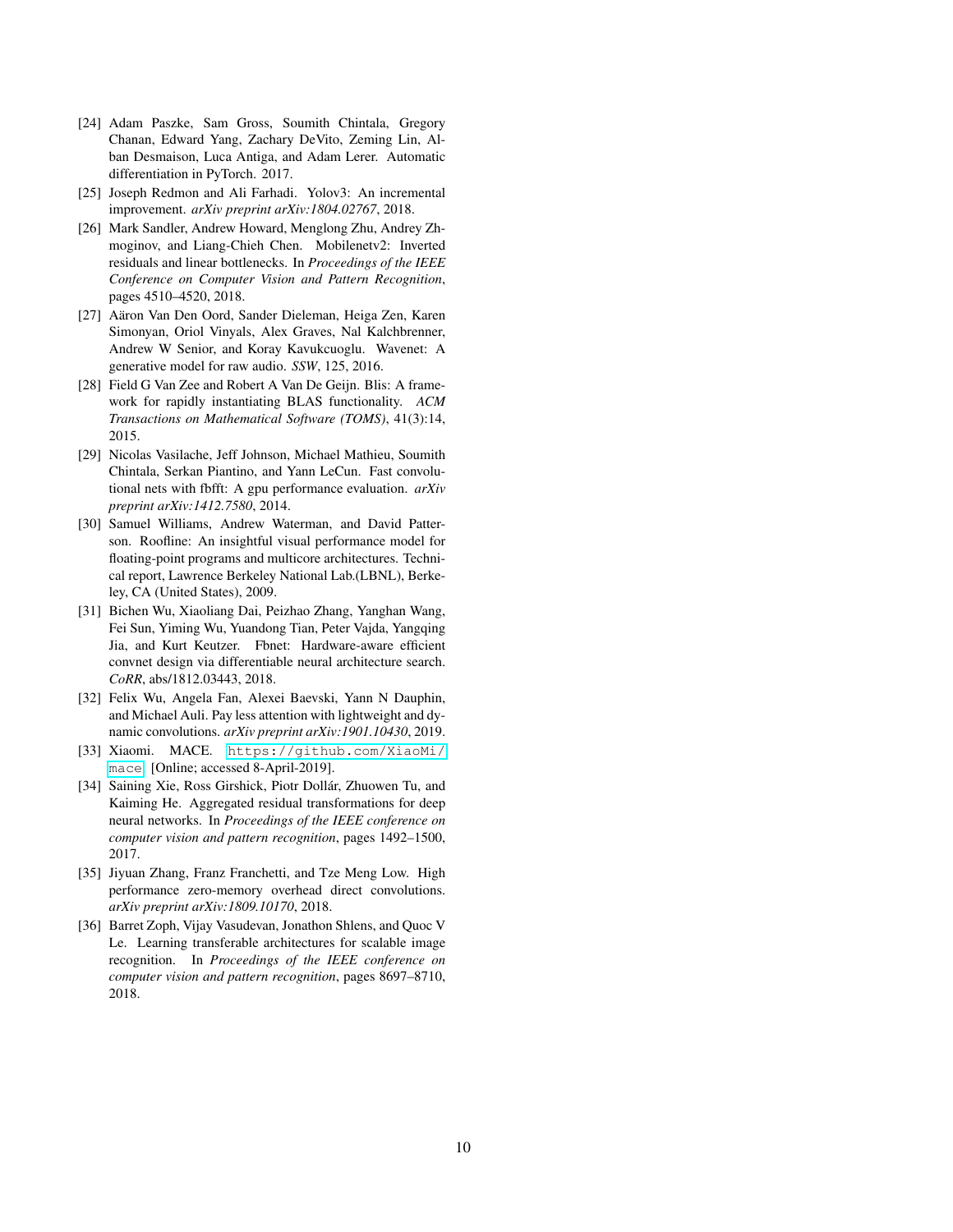[24] Adam Paszke, Sam Gross, Soumith Chintala, Gregory Chanan, Edward Yang, Zachary DeVito, Zeming Lin, Alban Desmaison, Luca Antiga, and Adam Lerer. Automatic differentiation in PyTorch. 2017.

[25] Joseph Redmon and Ali Farhadi. Yolov3: An incremental improvement. *arXiv preprint arXiv:1804.02767*, 2018.

[26] Mark Sandler, Andrew Howard, Menglong Zhu, Andrey Zhmoginov, and Liang-Chieh Chen. Mobilenetv2: Inverted residuals and linear bottlenecks. In *Proceedings of the IEEE Conference on Computer Vision and Pattern Recognition*, pages 4510–4520, 2018.

[27] Aäron Van Den Oord, Sander Dieleman, Heiga Zen, Karen Simonyan, Oriol Vinyals, Alex Graves, Nal Kalchbrenner, Andrew W Senior, and Koray Kavukcuoglu. Wavenet: A generative model for raw audio. *SSW*, 125, 2016.

[28] Field G Van Zee and Robert A Van De Geijn. Blis: A framework for rapidly instantiating BLAS functionality. *ACM Transactions on Mathematical Software (TOMS)*, 41(3):14, 2015.

[29] Nicolas Vasilache, Jeff Johnson, Michael Mathieu, Soumith Chintala, Serkan Piantino, and Yann LeCun. Fast convolutional nets with fbfft: A gpu performance evaluation. *arXiv preprint arXiv:1412.7580*, 2014.

[30] Samuel Williams, Andrew Waterman, and David Patterson. Roofline: An insightful visual performance model for floating-point programs and multicore architectures. Technical report, Lawrence Berkeley National Lab.(LBNL), Berkeley, CA (United States), 2009.

[31] Bichen Wu, Xiaoliang Dai, Peizhao Zhang, Yanghan Wang, Fei Sun, Yiming Wu, Yuandong Tian, Peter Vajda, Yangqing Jia, and Kurt Keutzer. Fbnet: Hardware-aware efficient convnet design via differentiable neural architecture search. *CoRR*, abs/1812.03443, 2018.

[32] Felix Wu, Angela Fan, Alexei Baevski, Yann N Dauphin, and Michael Auli. Pay less attention with lightweight and dynamic convolutions. *arXiv preprint arXiv:1901.10430*, 2019.

[33] Xiaomi. MACE. https://github.com/XiaoMi/mace. [Online; accessed 8-April-2019].

[34] Saining Xie, Ross Girshick, Piotr Dollár, Zhuowen Tu, and Kaiming He. Aggregated residual transformations for deep neural networks. In *Proceedings of the IEEE conference on computer vision and pattern recognition*, pages 1492–1500, 2017.

[35] Jiyuan Zhang, Franz Franchetti, and Tze Meng Low. High performance zero-memory overhead direct convolutions. *arXiv preprint arXiv:1809.10170*, 2018.

[36] Barret Zoph, Vijay Vasudevan, Jonathon Shlens, and Quoc V Le. Learning transferable architectures for scalable image recognition. In *Proceedings of the IEEE conference on computer vision and pattern recognition*, pages 8697–8710, 2018.